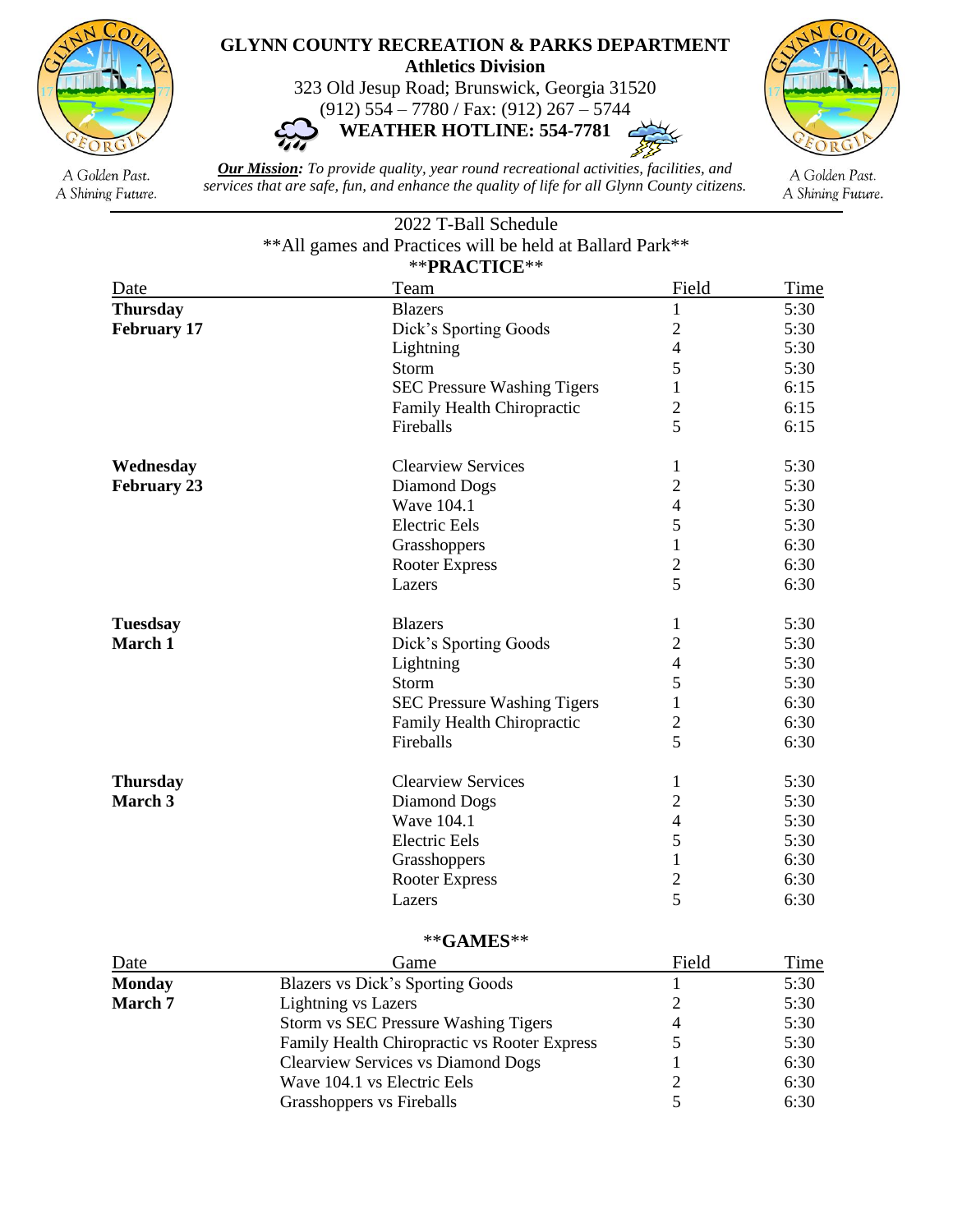# GLYNN COUNTY RECREATION & PARKS DEPARTMENT

**Athletics Division**

323 Old Jesup Road; Brunswick, Georgia 31520

(912) 554 – 7780 / Fax: (912) 267 – 5744

**WEATHER HOTLINE: 554-7781**

A Golden Past. A Shining Future.

***Our Mission:*** *To provide quality, year round recreational activities, facilities, and services that are safe, fun, and enhance the quality of life for all Glynn County citizens.*

A Golden Past. A Shining Future.

---

## 2022 T-Ball Schedule

**All games and Practices will be held at Ballard Park**

### **PRACTICE**

| Date | Team | Field | Time |
|---|---|---|---|
| **Thursday February 17** | Blazers | 1 | 5:30 |
| | Dick's Sporting Goods | 2 | 5:30 |
| | Lightning | 4 | 5:30 |
| | Storm | 5 | 5:30 |
| | SEC Pressure Washing Tigers | 1 | 6:15 |
| | Family Health Chiropractic | 2 | 6:15 |
| | Fireballs | 5 | 6:15 |
| **Wednesday February 23** | Clearview Services | 1 | 5:30 |
| | Diamond Dogs | 2 | 5:30 |
| | Wave 104.1 | 4 | 5:30 |
| | Electric Eels | 5 | 5:30 |
| | Grasshoppers | 1 | 6:30 |
| | Rooter Express | 2 | 6:30 |
| | Lazers | 5 | 6:30 |
| **Tuesdsay March 1** | Blazers | 1 | 5:30 |
| | Dick's Sporting Goods | 2 | 5:30 |
| | Lightning | 4 | 5:30 |
| | Storm | 5 | 5:30 |
| | SEC Pressure Washing Tigers | 1 | 6:30 |
| | Family Health Chiropractic | 2 | 6:30 |
| | Fireballs | 5 | 6:30 |
| **Thursday March 3** | Clearview Services | 1 | 5:30 |
| | Diamond Dogs | 2 | 5:30 |
| | Wave 104.1 | 4 | 5:30 |
| | Electric Eels | 5 | 5:30 |
| | Grasshoppers | 1 | 6:30 |
| | Rooter Express | 2 | 6:30 |
| | Lazers | 5 | 6:30 |

### **GAMES**

| Date | Game | Field | Time |
|---|---|---|---|
| **Monday March 7** | Blazers vs Dick's Sporting Goods | 1 | 5:30 |
| | Lightning vs Lazers | 2 | 5:30 |
| | Storm vs SEC Pressure Washing Tigers | 4 | 5:30 |
| | Family Health Chiropractic vs Rooter Express | 5 | 5:30 |
| | Clearview Services vs Diamond Dogs | 1 | 6:30 |
| | Wave 104.1 vs Electric Eels | 2 | 6:30 |
| | Grasshoppers vs Fireballs | 5 | 6:30 |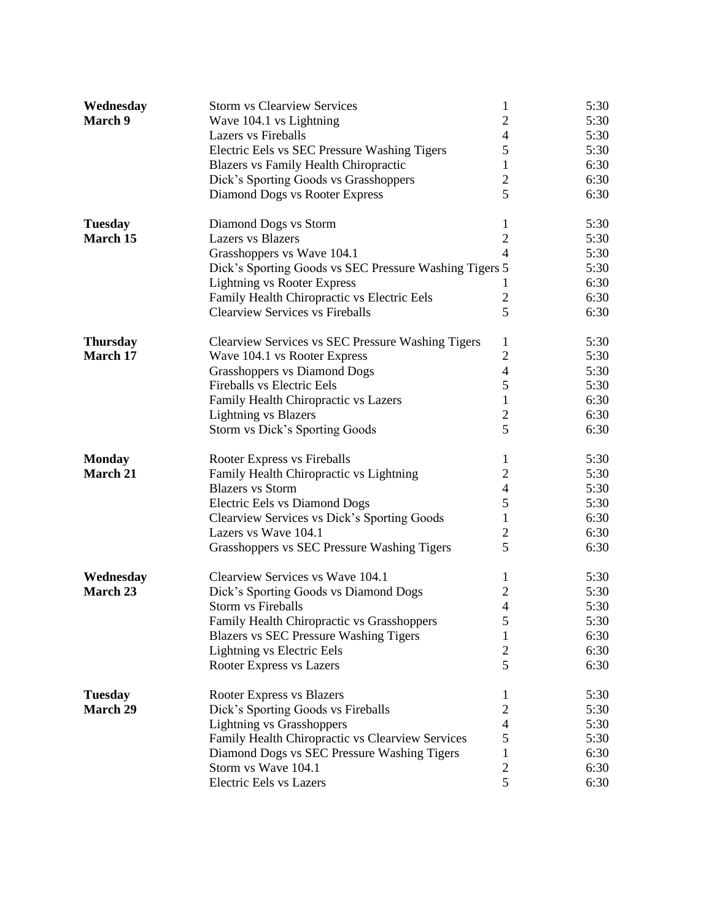| | | | |
|---|---|---|---|
| **Wednesday March 9** | Storm vs Clearview Services | 1 | 5:30 |
| | Wave 104.1 vs Lightning | 2 | 5:30 |
| | Lazers vs Fireballs | 4 | 5:30 |
| | Electric Eels vs SEC Pressure Washing Tigers | 5 | 5:30 |
| | Blazers vs Family Health Chiropractic | 1 | 6:30 |
| | Dick's Sporting Goods vs Grasshoppers | 2 | 6:30 |
| | Diamond Dogs vs Rooter Express | 5 | 6:30 |
| **Tuesday March 15** | Diamond Dogs vs Storm | 1 | 5:30 |
| | Lazers vs Blazers | 2 | 5:30 |
| | Grasshoppers vs Wave 104.1 | 4 | 5:30 |
| | Dick's Sporting Goods vs SEC Pressure Washing Tigers | 5 | 5:30 |
| | Lightning vs Rooter Express | 1 | 6:30 |
| | Family Health Chiropractic vs Electric Eels | 2 | 6:30 |
| | Clearview Services vs Fireballs | 5 | 6:30 |
| **Thursday March 17** | Clearview Services vs SEC Pressure Washing Tigers | 1 | 5:30 |
| | Wave 104.1 vs Rooter Express | 2 | 5:30 |
| | Grasshoppers vs Diamond Dogs | 4 | 5:30 |
| | Fireballs vs Electric Eels | 5 | 5:30 |
| | Family Health Chiropractic vs Lazers | 1 | 6:30 |
| | Lightning vs Blazers | 2 | 6:30 |
| | Storm vs Dick's Sporting Goods | 5 | 6:30 |
| **Monday March 21** | Rooter Express vs Fireballs | 1 | 5:30 |
| | Family Health Chiropractic vs Lightning | 2 | 5:30 |
| | Blazers vs Storm | 4 | 5:30 |
| | Electric Eels vs Diamond Dogs | 5 | 5:30 |
| | Clearview Services vs Dick's Sporting Goods | 1 | 6:30 |
| | Lazers vs Wave 104.1 | 2 | 6:30 |
| | Grasshoppers vs SEC Pressure Washing Tigers | 5 | 6:30 |
| **Wednesday March 23** | Clearview Services vs Wave 104.1 | 1 | 5:30 |
| | Dick's Sporting Goods vs Diamond Dogs | 2 | 5:30 |
| | Storm vs Fireballs | 4 | 5:30 |
| | Family Health Chiropractic vs Grasshoppers | 5 | 5:30 |
| | Blazers vs SEC Pressure Washing Tigers | 1 | 6:30 |
| | Lightning vs Electric Eels | 2 | 6:30 |
| | Rooter Express vs Lazers | 5 | 6:30 |
| **Tuesday March 29** | Rooter Express vs Blazers | 1 | 5:30 |
| | Dick's Sporting Goods vs Fireballs | 2 | 5:30 |
| | Lightning vs Grasshoppers | 4 | 5:30 |
| | Family Health Chiropractic vs Clearview Services | 5 | 5:30 |
| | Diamond Dogs vs SEC Pressure Washing Tigers | 1 | 6:30 |
| | Storm vs Wave 104.1 | 2 | 6:30 |
| | Electric Eels vs Lazers | 5 | 6:30 |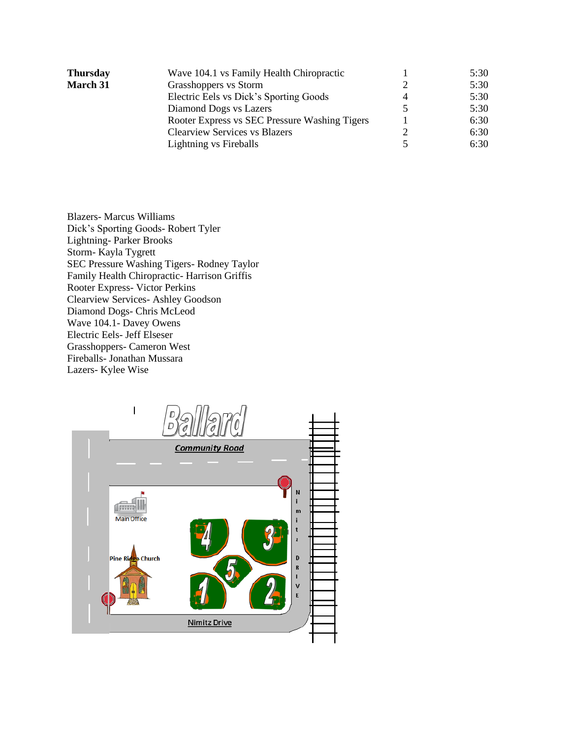| | | | |
|---|---|---|---|
| **Thursday** | Wave 104.1 vs Family Health Chiropractic | 1 | 5:30 |
| **March 31** | Grasshoppers vs Storm | 2 | 5:30 |
| | Electric Eels vs Dick's Sporting Goods | 4 | 5:30 |
| | Diamond Dogs vs Lazers | 5 | 5:30 |
| | Rooter Express vs SEC Pressure Washing Tigers | 1 | 6:30 |
| | Clearview Services vs Blazers | 2 | 6:30 |
| | Lightning vs Fireballs | 5 | 6:30 |

Blazers- Marcus Williams
Dick's Sporting Goods- Robert Tyler
Lightning- Parker Brooks
Storm- Kayla Tygrett
SEC Pressure Washing Tigers- Rodney Taylor
Family Health Chiropractic- Harrison Griffis
Rooter Express- Victor Perkins
Clearview Services- Ashley Goodson
Diamond Dogs- Chris McLeod
Wave 104.1- Davey Owens
Electric Eels- Jeff Elseser
Grasshoppers- Cameron West
Fireballs- Jonathan Mussara
Lazers- Kylee Wise

Ballard
Community Road
Main Office
Pine Ridge Church
4
3
5
1
2
Nimitz DRIVE
Nimitz Drive